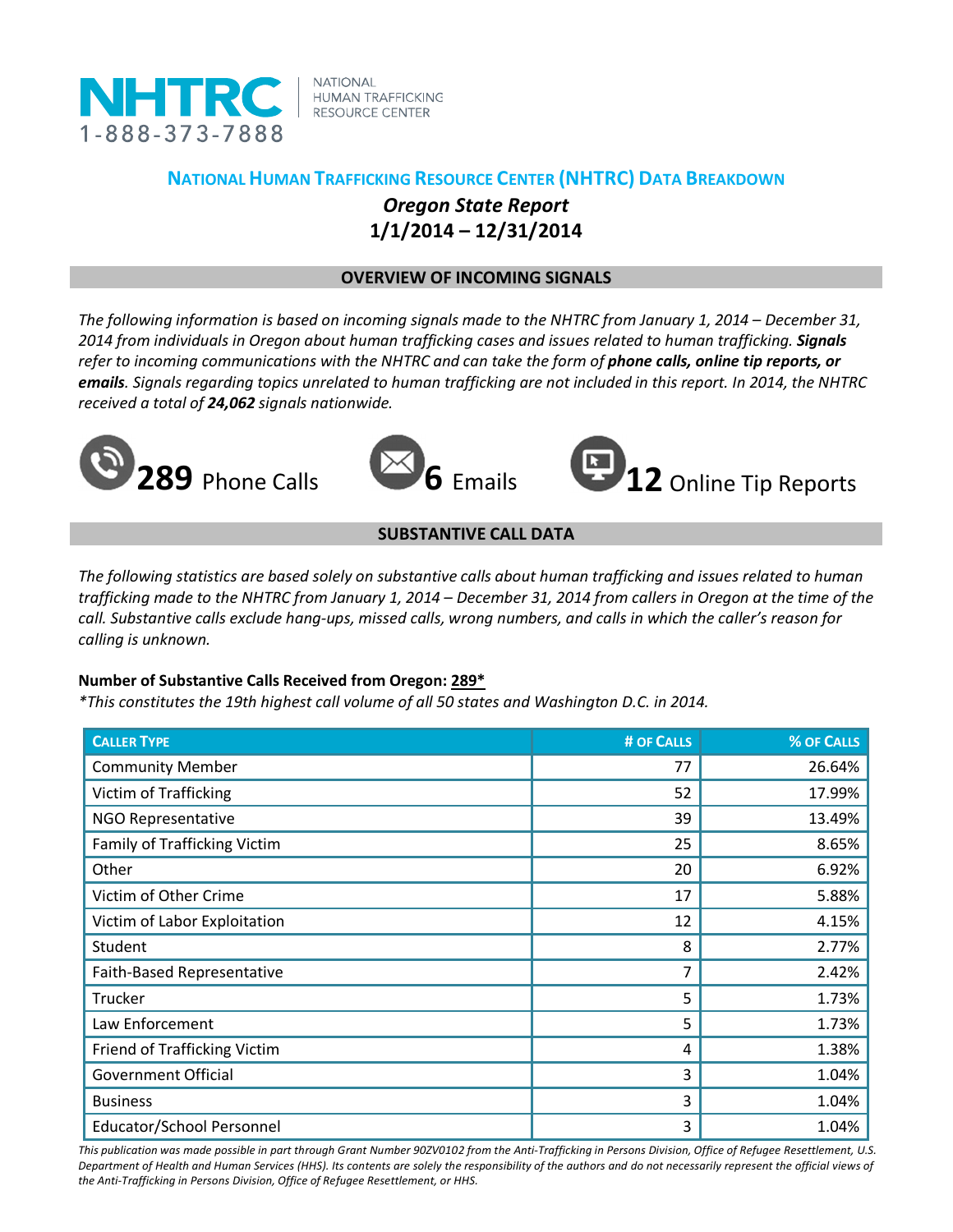NHTRC 1-888-373-7888 | NATIONAL HUMAN TRAFFICKING RESOURCE CENTER

# NATIONAL HUMAN TRAFFICKING RESOURCE CENTER (NHTRC) DATA BREAKDOWN

## *Oregon State Report*

## 1/1/2014 – 12/31/2014

### OVERVIEW OF INCOMING SIGNALS

*The following information is based on incoming signals made to the NHTRC from January 1, 2014 – December 31, 2014 from individuals in Oregon about human trafficking cases and issues related to human trafficking.* ***Signals*** *refer to incoming communications with the NHTRC and can take the form of* ***phone calls, online tip reports, or emails****. Signals regarding topics unrelated to human trafficking are not included in this report. In 2014, the NHTRC received a total of* ***24,062*** *signals nationwide.*

**289** Phone Calls

**6** Emails

**12** Online Tip Reports

### SUBSTANTIVE CALL DATA

*The following statistics are based solely on substantive calls about human trafficking and issues related to human trafficking made to the NHTRC from January 1, 2014 – December 31, 2014 from callers in Oregon at the time of the call. Substantive calls exclude hang-ups, missed calls, wrong numbers, and calls in which the caller's reason for calling is unknown.*

**Number of Substantive Calls Received from Oregon: 289***

**This constitutes the 19th highest call volume of all 50 states and Washington D.C. in 2014.*

| CALLER TYPE | # OF CALLS | % OF CALLS |
|---|---|---|
| Community Member | 77 | 26.64% |
| Victim of Trafficking | 52 | 17.99% |
| NGO Representative | 39 | 13.49% |
| Family of Trafficking Victim | 25 | 8.65% |
| Other | 20 | 6.92% |
| Victim of Other Crime | 17 | 5.88% |
| Victim of Labor Exploitation | 12 | 4.15% |
| Student | 8 | 2.77% |
| Faith-Based Representative | 7 | 2.42% |
| Trucker | 5 | 1.73% |
| Law Enforcement | 5 | 1.73% |
| Friend of Trafficking Victim | 4 | 1.38% |
| Government Official | 3 | 1.04% |
| Business | 3 | 1.04% |
| Educator/School Personnel | 3 | 1.04% |

*This publication was made possible in part through Grant Number 90ZV0102 from the Anti-Trafficking in Persons Division, Office of Refugee Resettlement, U.S. Department of Health and Human Services (HHS). Its contents are solely the responsibility of the authors and do not necessarily represent the official views of the Anti-Trafficking in Persons Division, Office of Refugee Resettlement, or HHS.*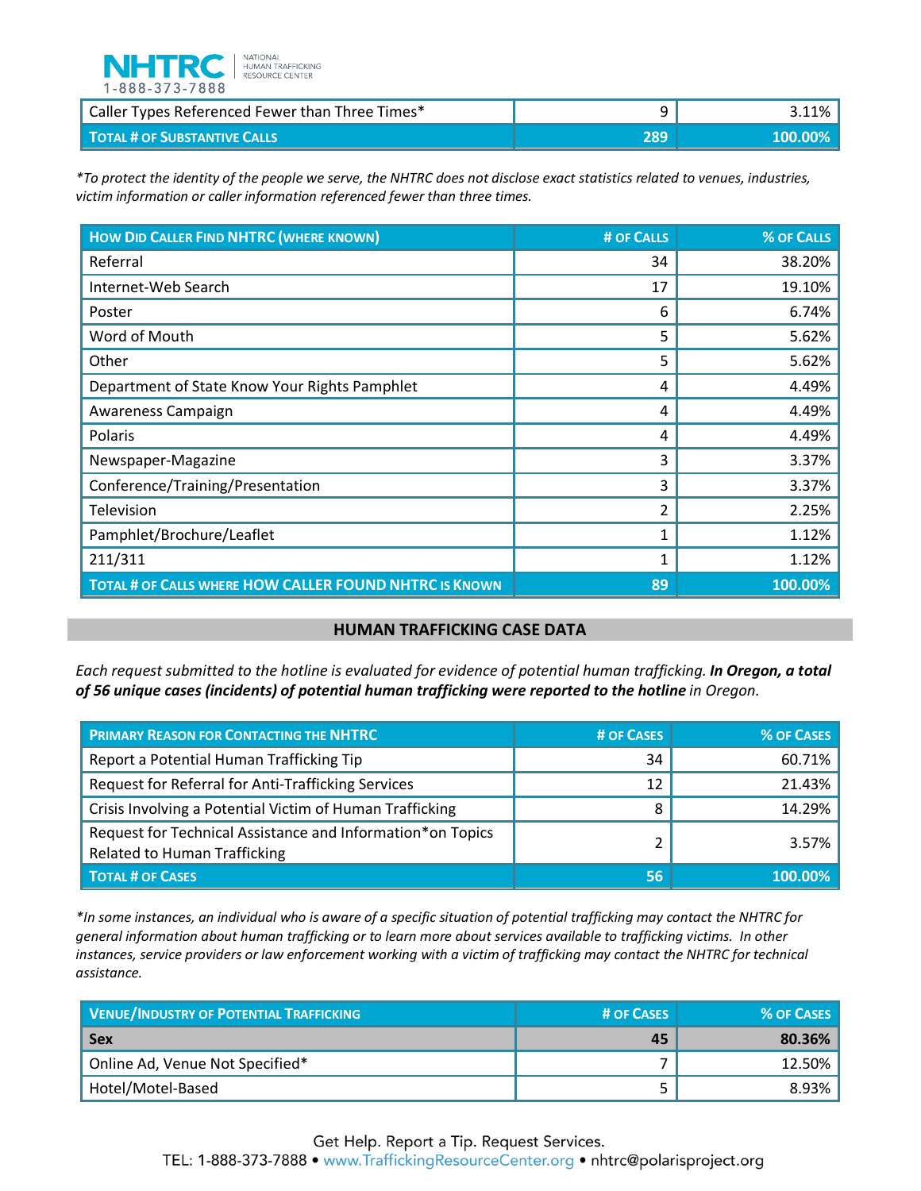| Caller Types Referenced Fewer than Three Times* | 9 | 3.11% |
|---|---|---|
| **Total # of Substantive Calls** | **289** | **100.00%** |

*\*To protect the identity of the people we serve, the NHTRC does not disclose exact statistics related to venues, industries, victim information or caller information referenced fewer than three times.*

| How Did Caller Find NHTRC (where known) | # of Calls | % of Calls |
|---|---|---|
| Referral | 34 | 38.20% |
| Internet-Web Search | 17 | 19.10% |
| Poster | 6 | 6.74% |
| Word of Mouth | 5 | 5.62% |
| Other | 5 | 5.62% |
| Department of State Know Your Rights Pamphlet | 4 | 4.49% |
| Awareness Campaign | 4 | 4.49% |
| Polaris | 4 | 4.49% |
| Newspaper-Magazine | 3 | 3.37% |
| Conference/Training/Presentation | 3 | 3.37% |
| Television | 2 | 2.25% |
| Pamphlet/Brochure/Leaflet | 1 | 1.12% |
| 211/311 | 1 | 1.12% |
| **Total # of Calls where HOW CALLER FOUND NHTRC is Known** | **89** | **100.00%** |

## HUMAN TRAFFICKING CASE DATA

*Each request submitted to the hotline is evaluated for evidence of potential human trafficking. **In Oregon, a total of 56 unique cases (incidents) of potential human trafficking were reported to the hotline** in Oregon.*

| Primary Reason for Contacting the NHTRC | # of Cases | % of Cases |
|---|---|---|
| Report a Potential Human Trafficking Tip | 34 | 60.71% |
| Request for Referral for Anti-Trafficking Services | 12 | 21.43% |
| Crisis Involving a Potential Victim of Human Trafficking | 8 | 14.29% |
| Request for Technical Assistance and Information*on Topics Related to Human Trafficking | 2 | 3.57% |
| **Total # of Cases** | **56** | **100.00%** |

*\*In some instances, an individual who is aware of a specific situation of potential trafficking may contact the NHTRC for general information about human trafficking or to learn more about services available to trafficking victims. In other instances, service providers or law enforcement working with a victim of trafficking may contact the NHTRC for technical assistance.*

| Venue/Industry of Potential Trafficking | # of Cases | % of Cases |
|---|---|---|
| **Sex** | **45** | **80.36%** |
| Online Ad, Venue Not Specified* | 7 | 12.50% |
| Hotel/Motel-Based | 5 | 8.93% |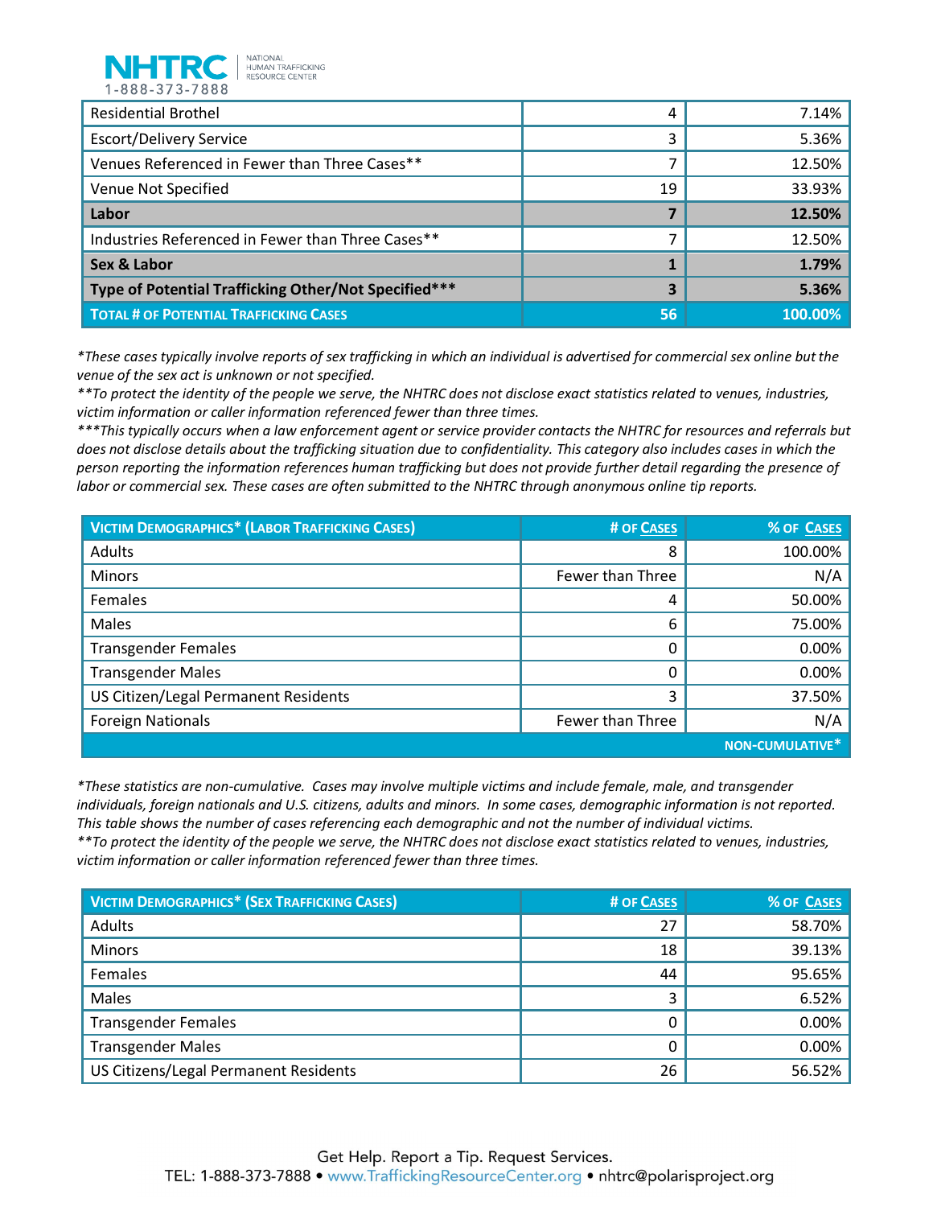| | | |
|---|---|---|
| Residential Brothel | 4 | 7.14% |
| Escort/Delivery Service | 3 | 5.36% |
| Venues Referenced in Fewer than Three Cases** | 7 | 12.50% |
| Venue Not Specified | 19 | 33.93% |
| **Labor** | **7** | **12.50%** |
| Industries Referenced in Fewer than Three Cases** | 7 | 12.50% |
| **Sex & Labor** | **1** | **1.79%** |
| **Type of Potential Trafficking Other/Not Specified*** ** | **3** | **5.36%** |
| **TOTAL # OF POTENTIAL TRAFFICKING CASES** | **56** | **100.00%** |

*These cases typically involve reports of sex trafficking in which an individual is advertised for commercial sex online but the venue of the sex act is unknown or not specified.*
***To protect the identity of the people we serve, the NHTRC does not disclose exact statistics related to venues, industries, victim information or caller information referenced fewer than three times.*
****This typically occurs when a law enforcement agent or service provider contacts the NHTRC for resources and referrals but does not disclose details about the trafficking situation due to confidentiality. This category also includes cases in which the person reporting the information references human trafficking but does not provide further detail regarding the presence of labor or commercial sex. These cases are often submitted to the NHTRC through anonymous online tip reports.*

| VICTIM DEMOGRAPHICS* (LABOR TRAFFICKING CASES) | # OF CASES | % OF CASES |
|---|---|---|
| Adults | 8 | 100.00% |
| Minors | Fewer than Three | N/A |
| Females | 4 | 50.00% |
| Males | 6 | 75.00% |
| Transgender Females | 0 | 0.00% |
| Transgender Males | 0 | 0.00% |
| US Citizen/Legal Permanent Residents | 3 | 37.50% |
| Foreign Nationals | Fewer than Three | N/A |
| | | NON-CUMULATIVE* |

*These statistics are non-cumulative. Cases may involve multiple victims and include female, male, and transgender individuals, foreign nationals and U.S. citizens, adults and minors. In some cases, demographic information is not reported. This table shows the number of cases referencing each demographic and not the number of individual victims.*
***To protect the identity of the people we serve, the NHTRC does not disclose exact statistics related to venues, industries, victim information or caller information referenced fewer than three times.*

| VICTIM DEMOGRAPHICS* (SEX TRAFFICKING CASES) | # OF CASES | % OF CASES |
|---|---|---|
| Adults | 27 | 58.70% |
| Minors | 18 | 39.13% |
| Females | 44 | 95.65% |
| Males | 3 | 6.52% |
| Transgender Females | 0 | 0.00% |
| Transgender Males | 0 | 0.00% |
| US Citizens/Legal Permanent Residents | 26 | 56.52% |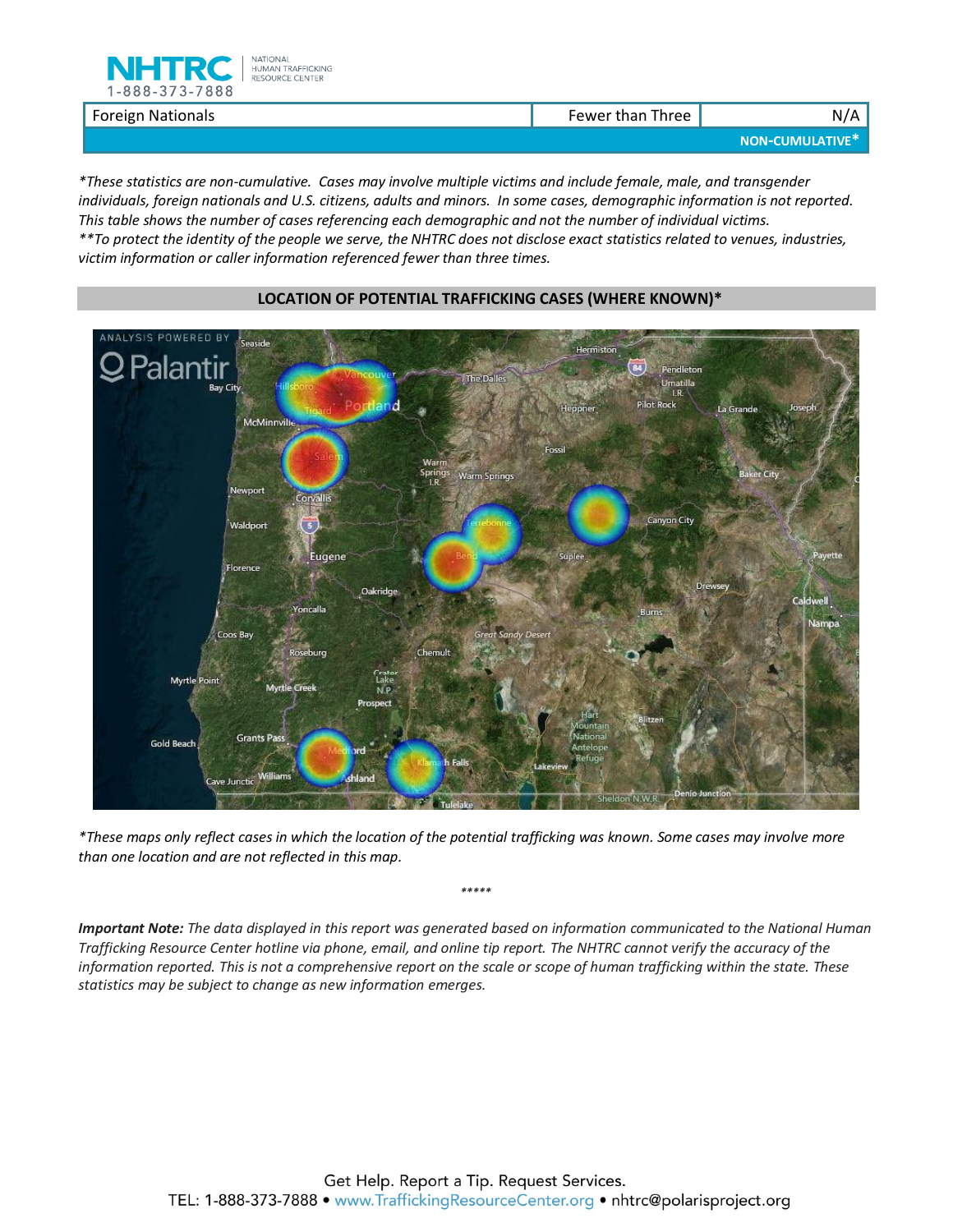| | | |
|---|---|---|
| Foreign Nationals | Fewer than Three | N/A |
| | | **NON-CUMULATIVE*** |

*\*These statistics are non-cumulative. Cases may involve multiple victims and include female, male, and transgender individuals, foreign nationals and U.S. citizens, adults and minors. In some cases, demographic information is not reported. This table shows the number of cases referencing each demographic and not the number of individual victims.*
*\*\*To protect the identity of the people we serve, the NHTRC does not disclose exact statistics related to venues, industries, victim information or caller information referenced fewer than three times.*

## LOCATION OF POTENTIAL TRAFFICKING CASES (WHERE KNOWN)*

ANALYSIS POWERED BY Palantir

*\*These maps only reflect cases in which the location of the potential trafficking was known. Some cases may involve more than one location and are not reflected in this map.*

\*\*\*\*\*

***Important Note:*** *The data displayed in this report was generated based on information communicated to the National Human Trafficking Resource Center hotline via phone, email, and online tip report. The NHTRC cannot verify the accuracy of the information reported. This is not a comprehensive report on the scale or scope of human trafficking within the state. These statistics may be subject to change as new information emerges.*